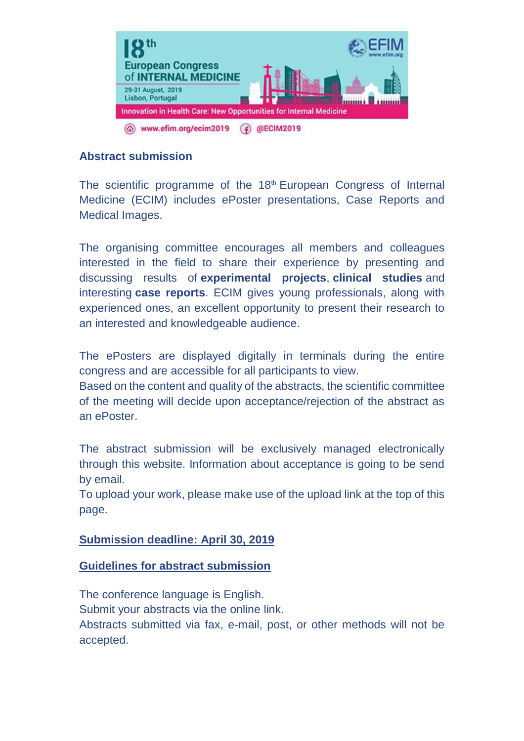18th European Congress of INTERNAL MEDICINE

29-31 August, 2019
Lisbon, Portugal

EFIM www.efim.org

Innovation in Health Care: New Opportunities for Internal Medicine

www.efim.org/ecim2019 @ECIM2019

## Abstract submission

The scientific programme of the 18th European Congress of Internal Medicine (ECIM) includes ePoster presentations, Case Reports and Medical Images.

The organising committee encourages all members and colleagues interested in the field to share their experience by presenting and discussing results of **experimental projects**, **clinical studies** and interesting **case reports**. ECIM gives young professionals, along with experienced ones, an excellent opportunity to present their research to an interested and knowledgeable audience.

The ePosters are displayed digitally in terminals during the entire congress and are accessible for all participants to view.
Based on the content and quality of the abstracts, the scientific committee of the meeting will decide upon acceptance/rejection of the abstract as an ePoster.

The abstract submission will be exclusively managed electronically through this website. Information about acceptance is going to be send by email.
To upload your work, please make use of the upload link at the top of this page.

**Submission deadline: April 30, 2019**

**Guidelines for abstract submission**

The conference language is English.
Submit your abstracts via the online link.
Abstracts submitted via fax, e-mail, post, or other methods will not be accepted.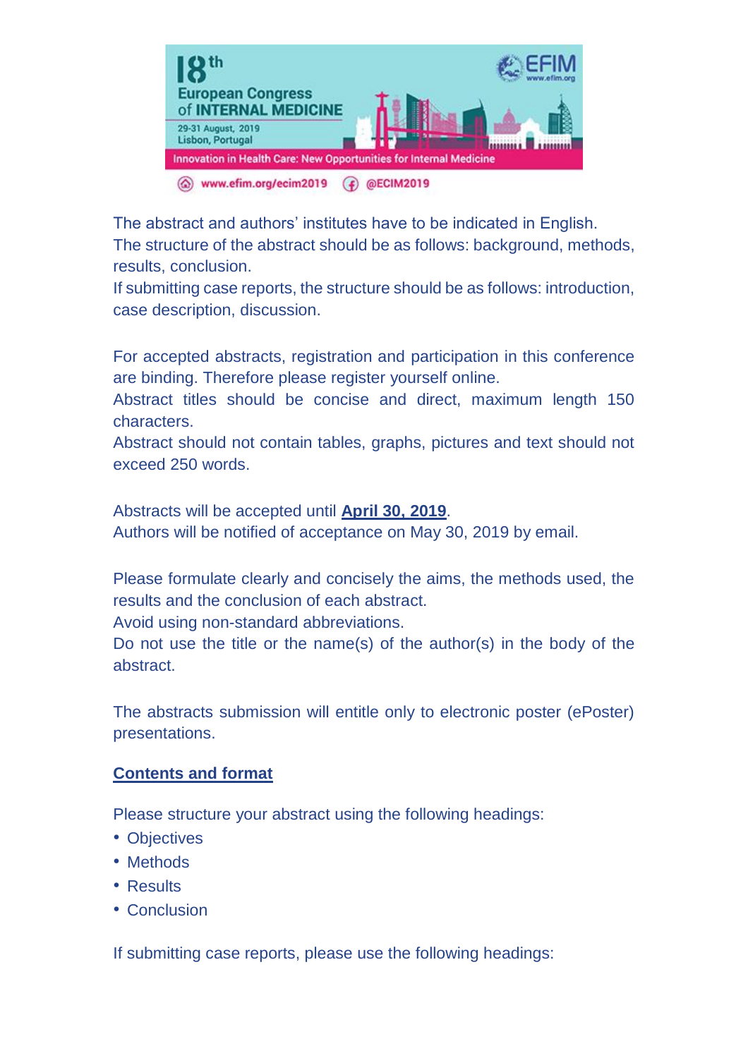18th European Congress of INTERNAL MEDICINE

29-31 August, 2019
Lisbon, Portugal

Innovation in Health Care: New Opportunities for Internal Medicine

www.efim.org/ecim2019 @ECIM2019

The abstract and authors' institutes have to be indicated in English.
The structure of the abstract should be as follows: background, methods, results, conclusion.
If submitting case reports, the structure should be as follows: introduction, case description, discussion.

For accepted abstracts, registration and participation in this conference are binding. Therefore please register yourself online.
Abstract titles should be concise and direct, maximum length 150 characters.
Abstract should not contain tables, graphs, pictures and text should not exceed 250 words.

Abstracts will be accepted until **April 30, 2019**.
Authors will be notified of acceptance on May 30, 2019 by email.

Please formulate clearly and concisely the aims, the methods used, the results and the conclusion of each abstract.
Avoid using non-standard abbreviations.
Do not use the title or the name(s) of the author(s) in the body of the abstract.

The abstracts submission will entitle only to electronic poster (ePoster) presentations.

**Contents and format**

Please structure your abstract using the following headings:

- Objectives
- Methods
- Results
- Conclusion

If submitting case reports, please use the following headings: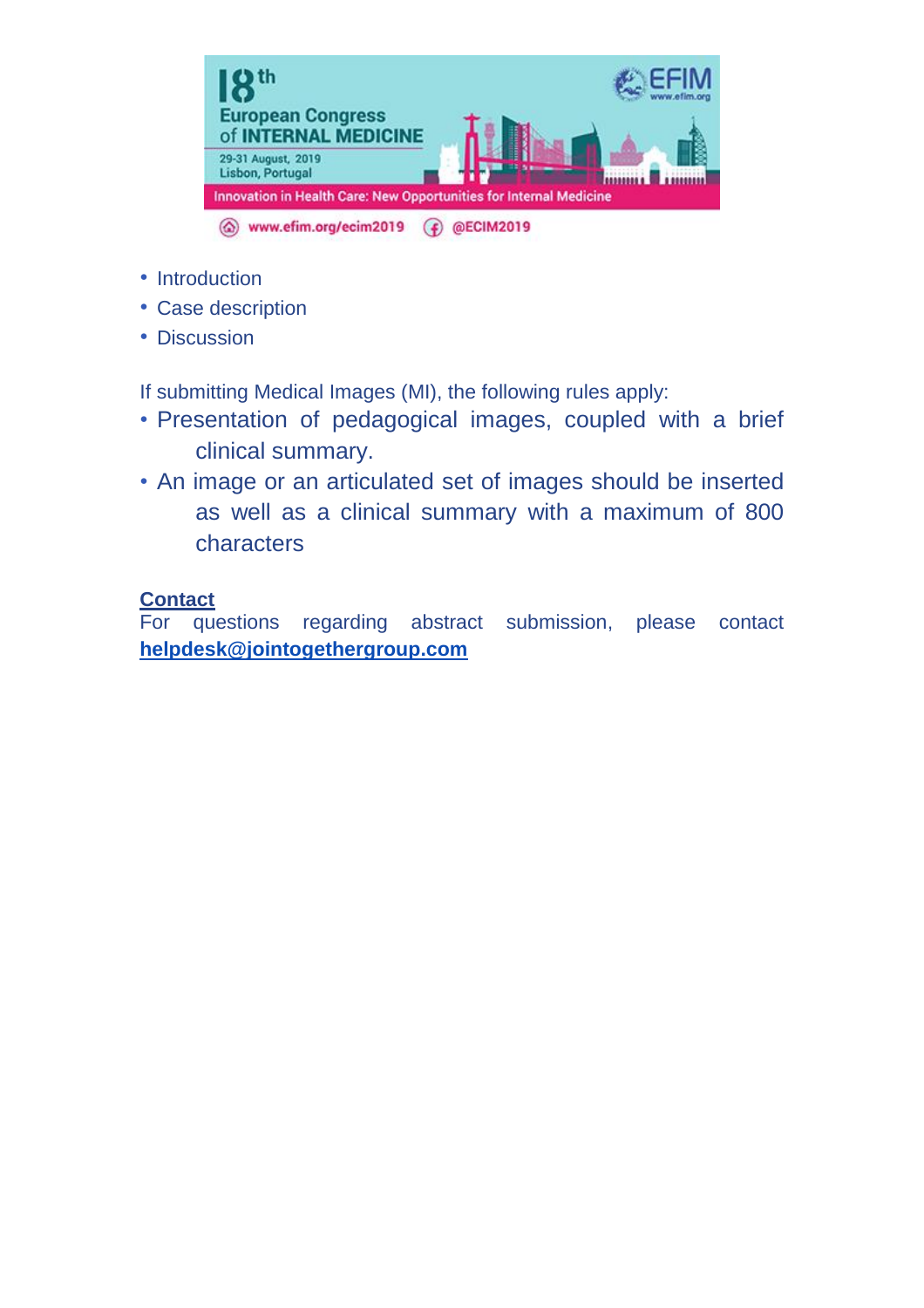- Introduction
- Case description
- Discussion

If submitting Medical Images (MI), the following rules apply:

- Presentation of pedagogical images, coupled with a brief clinical summary.
- An image or an articulated set of images should be inserted as well as a clinical summary with a maximum of 800 characters

**Contact**

For questions regarding abstract submission, please contact **helpdesk@jointogethergroup.com**